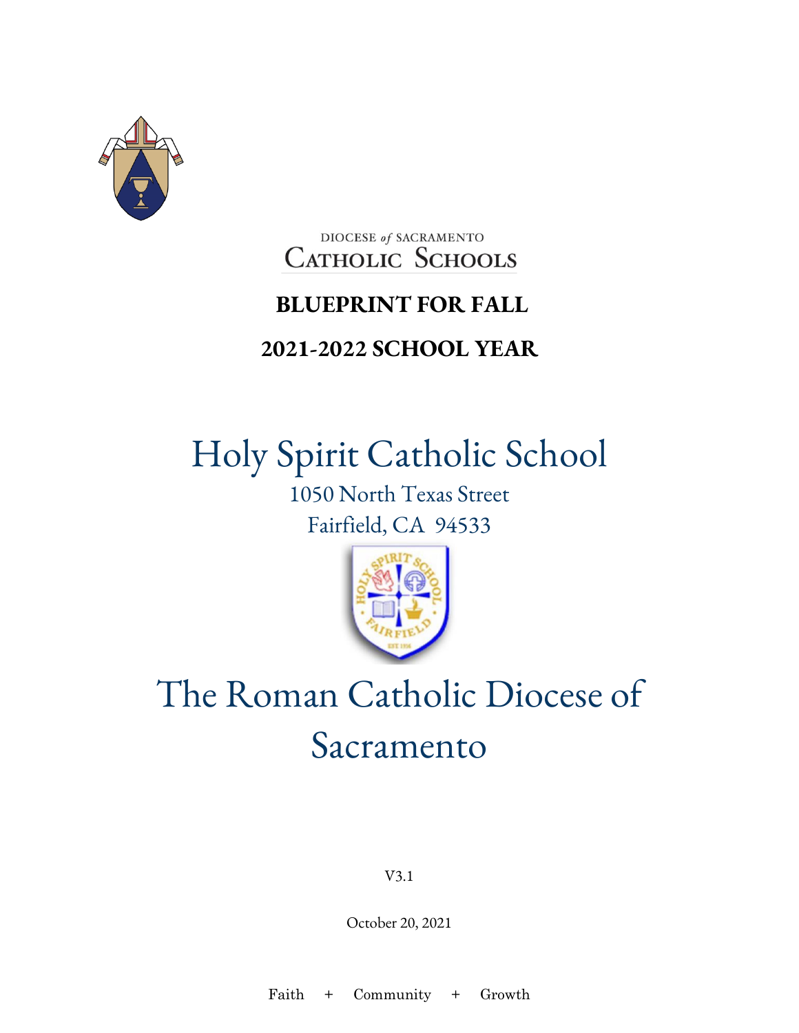DIOCESE *of* SACRAMENTO
CATHOLIC SCHOOLS

# BLUEPRINT FOR FALL

## 2021-2022 SCHOOL YEAR

# Holy Spirit Catholic School

1050 North Texas Street
Fairfield, CA 94533

# The Roman Catholic Diocese of Sacramento

V3.1

October 20, 2021

Faith + Community + Growth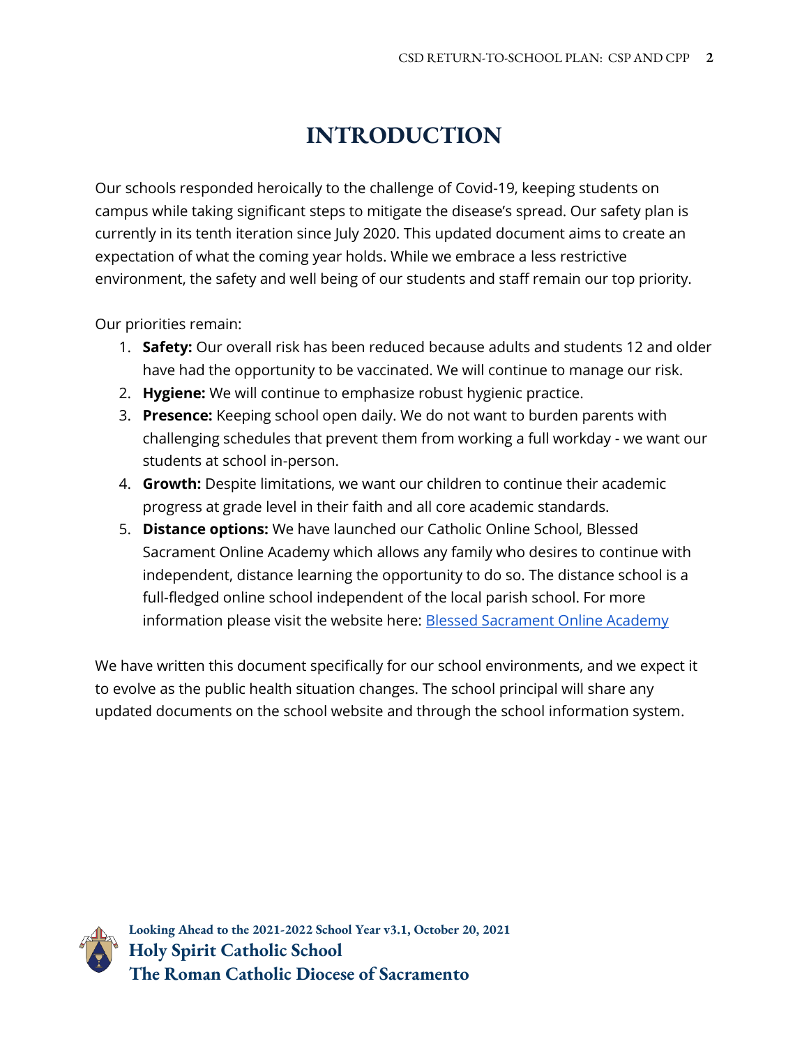# INTRODUCTION

Our schools responded heroically to the challenge of Covid-19, keeping students on campus while taking significant steps to mitigate the disease's spread. Our safety plan is currently in its tenth iteration since July 2020. This updated document aims to create an expectation of what the coming year holds. While we embrace a less restrictive environment, the safety and well being of our students and staff remain our top priority.

Our priorities remain:

1. **Safety:** Our overall risk has been reduced because adults and students 12 and older have had the opportunity to be vaccinated. We will continue to manage our risk.
2. **Hygiene:** We will continue to emphasize robust hygienic practice.
3. **Presence:** Keeping school open daily. We do not want to burden parents with challenging schedules that prevent them from working a full workday - we want our students at school in-person.
4. **Growth:** Despite limitations, we want our children to continue their academic progress at grade level in their faith and all core academic standards.
5. **Distance options:** We have launched our Catholic Online School, Blessed Sacrament Online Academy which allows any family who desires to continue with independent, distance learning the opportunity to do so. The distance school is a full-fledged online school independent of the local parish school. For more information please visit the website here: Blessed Sacrament Online Academy

We have written this document specifically for our school environments, and we expect it to evolve as the public health situation changes. The school principal will share any updated documents on the school website and through the school information system.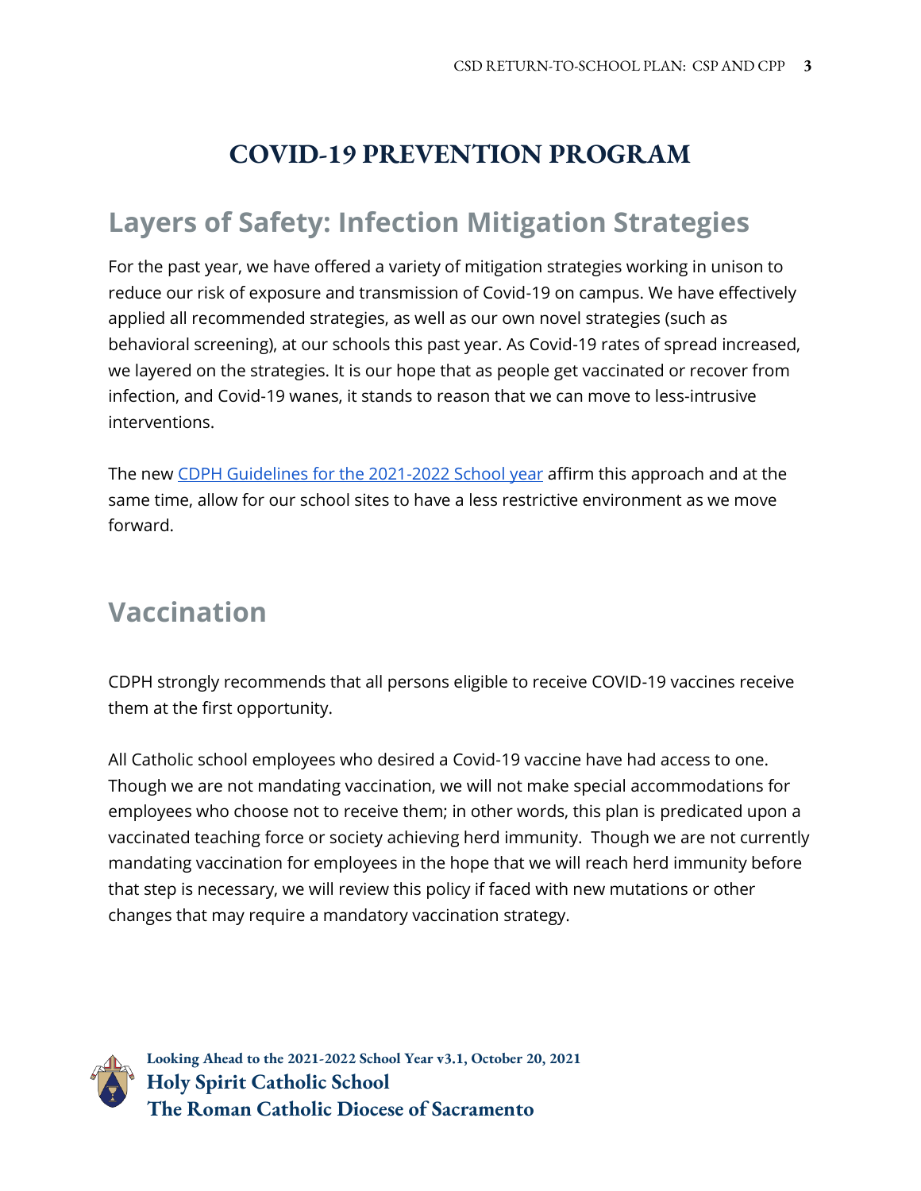# COVID-19 PREVENTION PROGRAM

## Layers of Safety: Infection Mitigation Strategies

For the past year, we have offered a variety of mitigation strategies working in unison to reduce our risk of exposure and transmission of Covid-19 on campus. We have effectively applied all recommended strategies, as well as our own novel strategies (such as behavioral screening), at our schools this past year. As Covid-19 rates of spread increased, we layered on the strategies. It is our hope that as people get vaccinated or recover from infection, and Covid-19 wanes, it stands to reason that we can move to less-intrusive interventions.

The new CDPH Guidelines for the 2021-2022 School year affirm this approach and at the same time, allow for our school sites to have a less restrictive environment as we move forward.

## Vaccination

CDPH strongly recommends that all persons eligible to receive COVID-19 vaccines receive them at the first opportunity.

All Catholic school employees who desired a Covid-19 vaccine have had access to one. Though we are not mandating vaccination, we will not make special accommodations for employees who choose not to receive them; in other words, this plan is predicated upon a vaccinated teaching force or society achieving herd immunity. Though we are not currently mandating vaccination for employees in the hope that we will reach herd immunity before that step is necessary, we will review this policy if faced with new mutations or other changes that may require a mandatory vaccination strategy.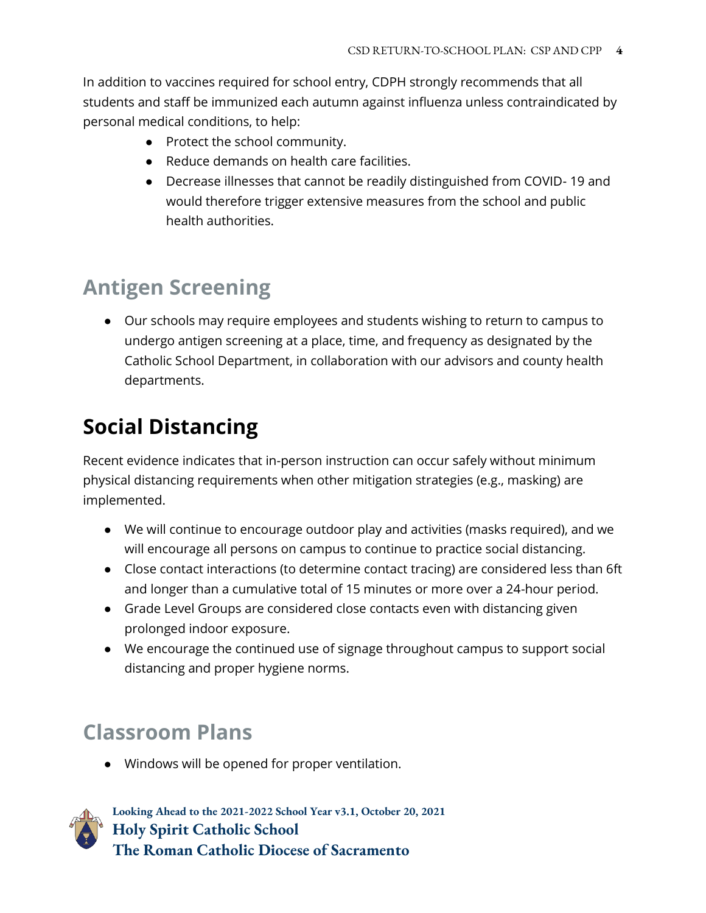In addition to vaccines required for school entry, CDPH strongly recommends that all students and staff be immunized each autumn against influenza unless contraindicated by personal medical conditions, to help:

- Protect the school community.
- Reduce demands on health care facilities.
- Decrease illnesses that cannot be readily distinguished from COVID- 19 and would therefore trigger extensive measures from the school and public health authorities.

## Antigen Screening

- Our schools may require employees and students wishing to return to campus to undergo antigen screening at a place, time, and frequency as designated by the Catholic School Department, in collaboration with our advisors and county health departments.

# Social Distancing

Recent evidence indicates that in-person instruction can occur safely without minimum physical distancing requirements when other mitigation strategies (e.g., masking) are implemented.

- We will continue to encourage outdoor play and activities (masks required), and we will encourage all persons on campus to continue to practice social distancing.
- Close contact interactions (to determine contact tracing) are considered less than 6ft and longer than a cumulative total of 15 minutes or more over a 24-hour period.
- Grade Level Groups are considered close contacts even with distancing given prolonged indoor exposure.
- We encourage the continued use of signage throughout campus to support social distancing and proper hygiene norms.

## Classroom Plans

- Windows will be opened for proper ventilation.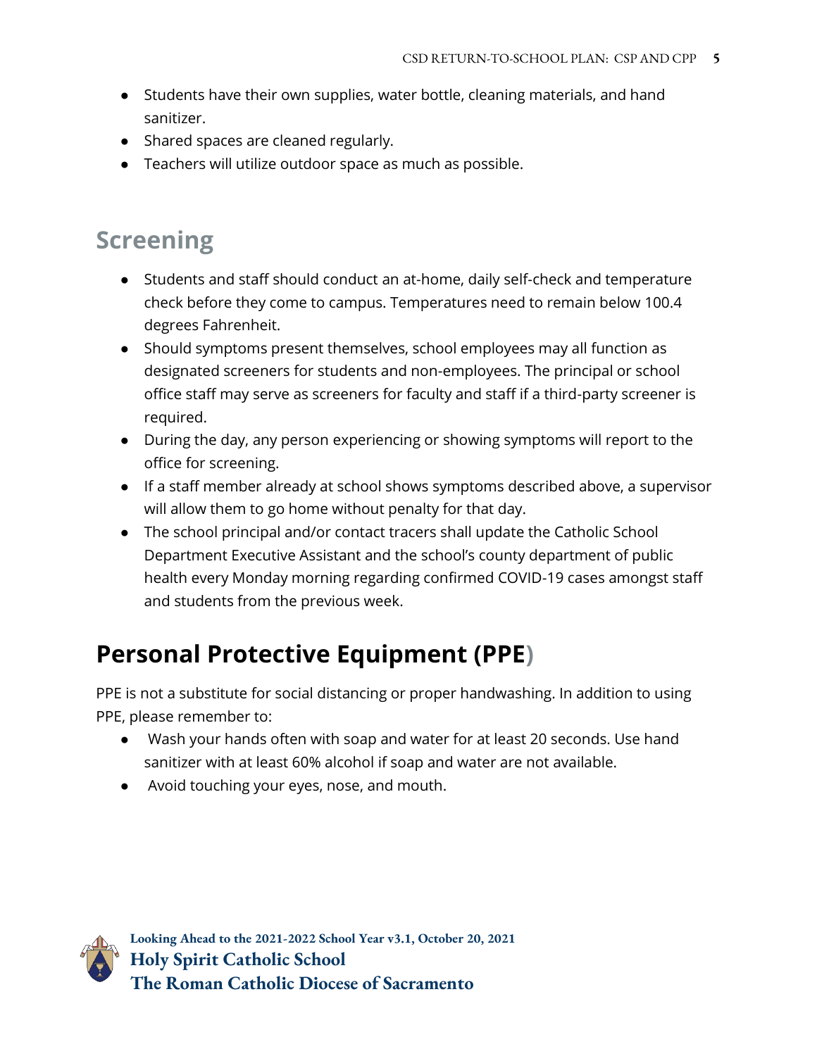- Students have their own supplies, water bottle, cleaning materials, and hand sanitizer.
- Shared spaces are cleaned regularly.
- Teachers will utilize outdoor space as much as possible.

## Screening

- Students and staff should conduct an at-home, daily self-check and temperature check before they come to campus. Temperatures need to remain below 100.4 degrees Fahrenheit.
- Should symptoms present themselves, school employees may all function as designated screeners for students and non-employees. The principal or school office staff may serve as screeners for faculty and staff if a third-party screener is required.
- During the day, any person experiencing or showing symptoms will report to the office for screening.
- If a staff member already at school shows symptoms described above, a supervisor will allow them to go home without penalty for that day.
- The school principal and/or contact tracers shall update the Catholic School Department Executive Assistant and the school's county department of public health every Monday morning regarding confirmed COVID-19 cases amongst staff and students from the previous week.

# Personal Protective Equipment (PPE)

PPE is not a substitute for social distancing or proper handwashing. In addition to using PPE, please remember to:

- Wash your hands often with soap and water for at least 20 seconds. Use hand sanitizer with at least 60% alcohol if soap and water are not available.
- Avoid touching your eyes, nose, and mouth.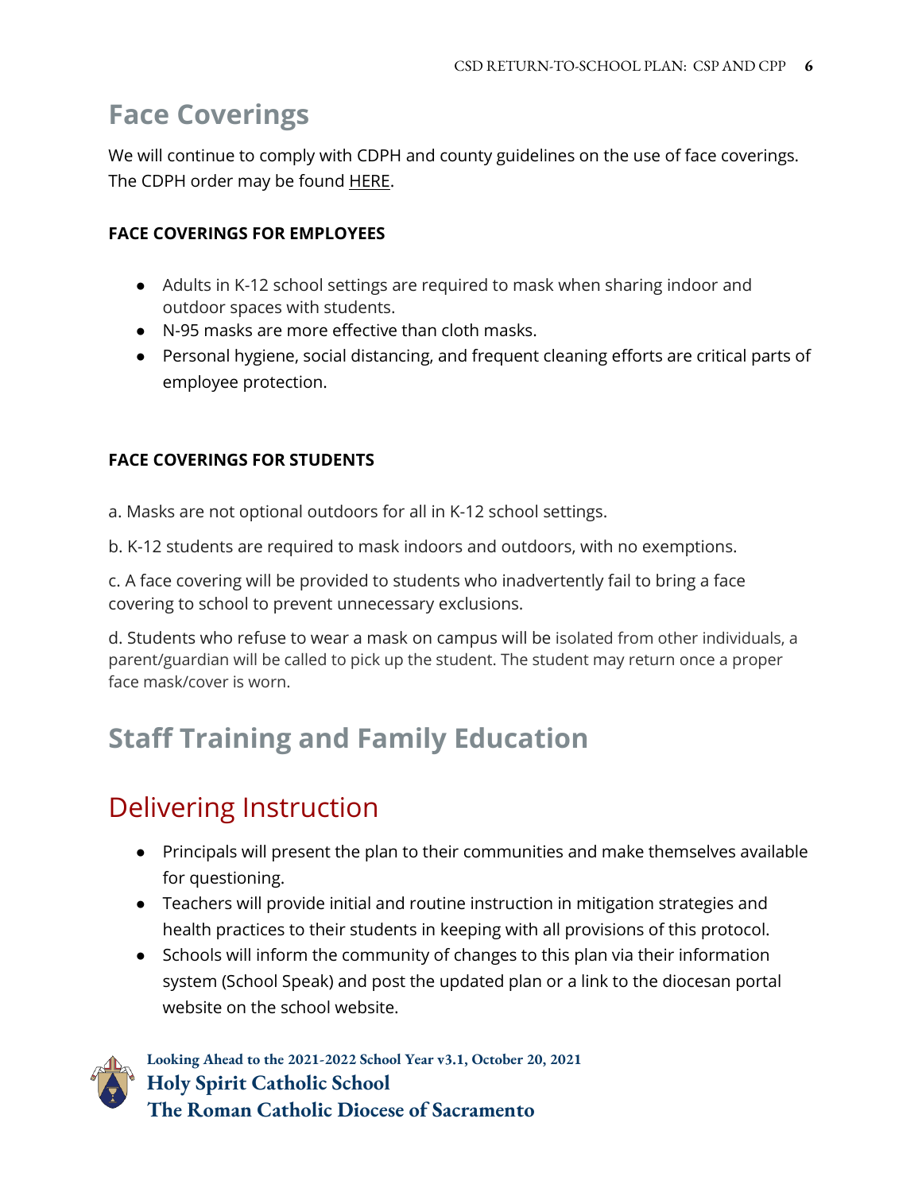## Face Coverings

We will continue to comply with CDPH and county guidelines on the use of face coverings. The CDPH order may be found HERE.

**FACE COVERINGS FOR EMPLOYEES**

- Adults in K-12 school settings are required to mask when sharing indoor and outdoor spaces with students.
- N-95 masks are more effective than cloth masks.
- Personal hygiene, social distancing, and frequent cleaning efforts are critical parts of employee protection.

**FACE COVERINGS FOR STUDENTS**

a. Masks are not optional outdoors for all in K-12 school settings.

b. K-12 students are required to mask indoors and outdoors, with no exemptions.

c. A face covering will be provided to students who inadvertently fail to bring a face covering to school to prevent unnecessary exclusions.

d. Students who refuse to wear a mask on campus will be isolated from other individuals, a parent/guardian will be called to pick up the student. The student may return once a proper face mask/cover is worn.

## Staff Training and Family Education

## Delivering Instruction

- Principals will present the plan to their communities and make themselves available for questioning.
- Teachers will provide initial and routine instruction in mitigation strategies and health practices to their students in keeping with all provisions of this protocol.
- Schools will inform the community of changes to this plan via their information system (School Speak) and post the updated plan or a link to the diocesan portal website on the school website.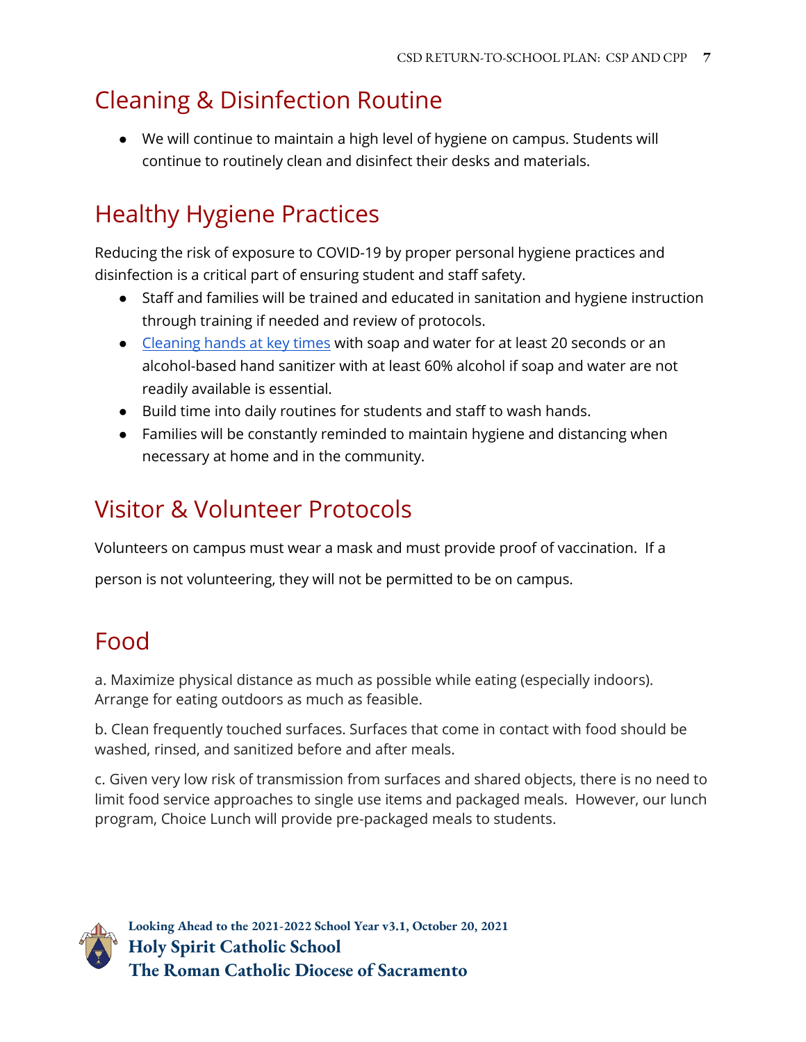## Cleaning & Disinfection Routine

- We will continue to maintain a high level of hygiene on campus. Students will continue to routinely clean and disinfect their desks and materials.

## Healthy Hygiene Practices

Reducing the risk of exposure to COVID-19 by proper personal hygiene practices and disinfection is a critical part of ensuring student and staff safety.

- Staff and families will be trained and educated in sanitation and hygiene instruction through training if needed and review of protocols.
- Cleaning hands at key times with soap and water for at least 20 seconds or an alcohol-based hand sanitizer with at least 60% alcohol if soap and water are not readily available is essential.
- Build time into daily routines for students and staff to wash hands.
- Families will be constantly reminded to maintain hygiene and distancing when necessary at home and in the community.

## Visitor & Volunteer Protocols

Volunteers on campus must wear a mask and must provide proof of vaccination. If a person is not volunteering, they will not be permitted to be on campus.

## Food

a. Maximize physical distance as much as possible while eating (especially indoors). Arrange for eating outdoors as much as feasible.

b. Clean frequently touched surfaces. Surfaces that come in contact with food should be washed, rinsed, and sanitized before and after meals.

c. Given very low risk of transmission from surfaces and shared objects, there is no need to limit food service approaches to single use items and packaged meals. However, our lunch program, Choice Lunch will provide pre-packaged meals to students.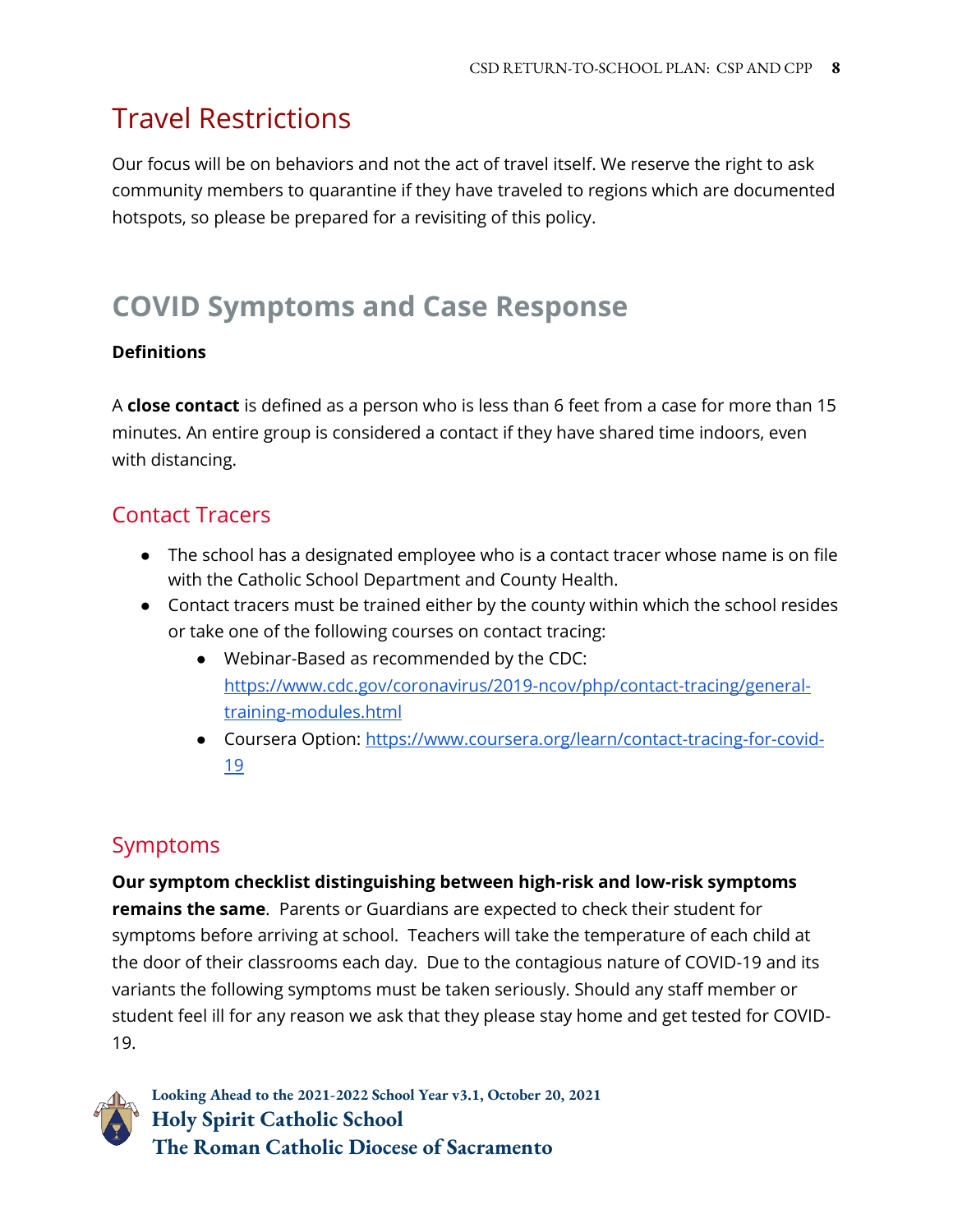## Travel Restrictions

Our focus will be on behaviors and not the act of travel itself. We reserve the right to ask community members to quarantine if they have traveled to regions which are documented hotspots, so please be prepared for a revisiting of this policy.

# COVID Symptoms and Case Response

**Definitions**

A **close contact** is defined as a person who is less than 6 feet from a case for more than 15 minutes. An entire group is considered a contact if they have shared time indoors, even with distancing.

## Contact Tracers

- The school has a designated employee who is a contact tracer whose name is on file with the Catholic School Department and County Health.
- Contact tracers must be trained either by the county within which the school resides or take one of the following courses on contact tracing:
  - Webinar-Based as recommended by the CDC: [https://www.cdc.gov/coronavirus/2019-ncov/php/contact-tracing/general-training-modules.html](https://www.cdc.gov/coronavirus/2019-ncov/php/contact-tracing/general-training-modules.html)
  - Coursera Option: [https://www.coursera.org/learn/contact-tracing-for-covid-19](https://www.coursera.org/learn/contact-tracing-for-covid-19)

## Symptoms

**Our symptom checklist distinguishing between high-risk and low-risk symptoms remains the same**. Parents or Guardians are expected to check their student for symptoms before arriving at school. Teachers will take the temperature of each child at the door of their classrooms each day. Due to the contagious nature of COVID-19 and its variants the following symptoms must be taken seriously. Should any staff member or student feel ill for any reason we ask that they please stay home and get tested for COVID-19.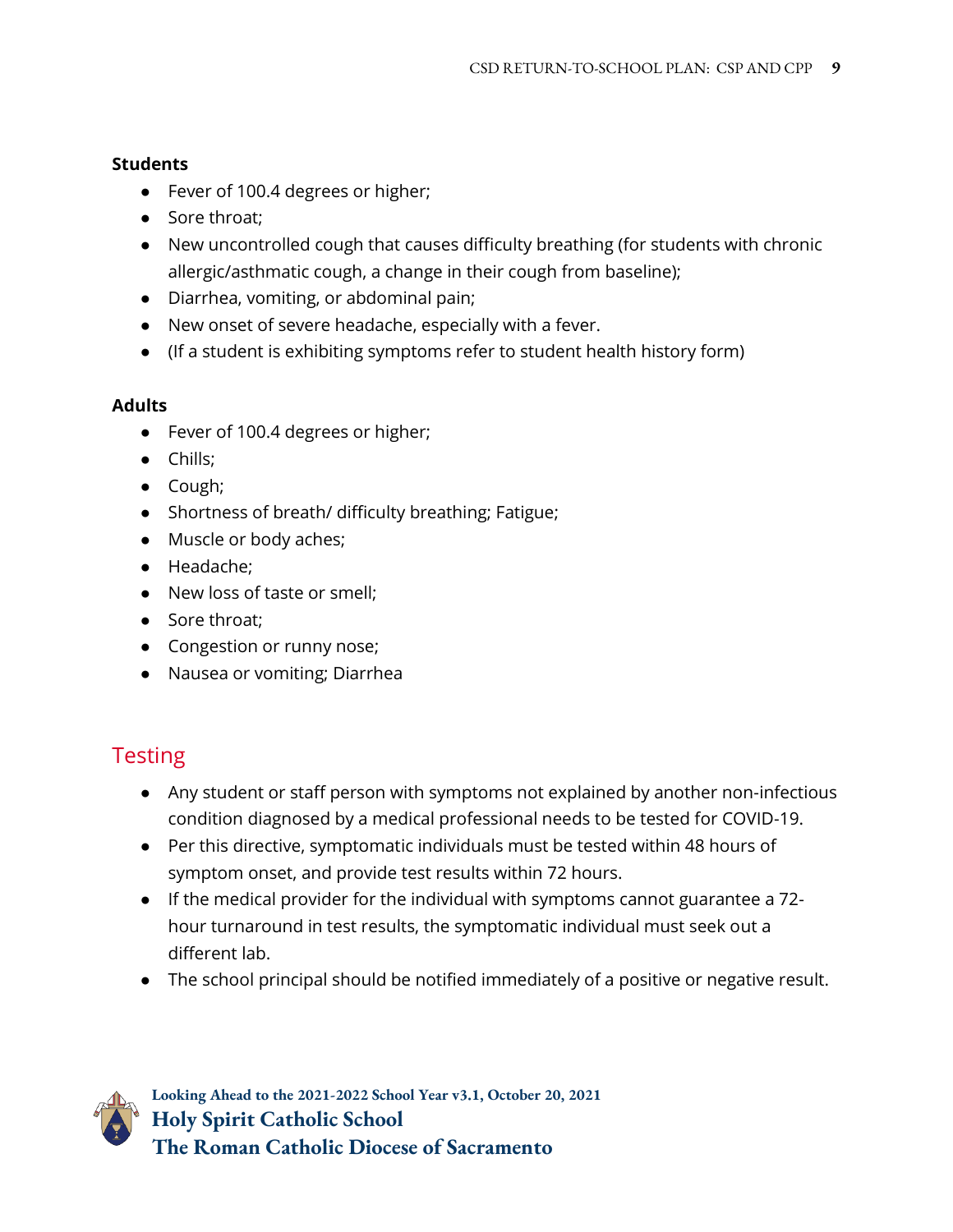**Students**

- Fever of 100.4 degrees or higher;
- Sore throat;
- New uncontrolled cough that causes difficulty breathing (for students with chronic allergic/asthmatic cough, a change in their cough from baseline);
- Diarrhea, vomiting, or abdominal pain;
- New onset of severe headache, especially with a fever.
- (If a student is exhibiting symptoms refer to student health history form)

**Adults**

- Fever of 100.4 degrees or higher;
- Chills;
- Cough;
- Shortness of breath/ difficulty breathing; Fatigue;
- Muscle or body aches;
- Headache;
- New loss of taste or smell;
- Sore throat;
- Congestion or runny nose;
- Nausea or vomiting; Diarrhea

## Testing

- Any student or staff person with symptoms not explained by another non-infectious condition diagnosed by a medical professional needs to be tested for COVID-19.
- Per this directive, symptomatic individuals must be tested within 48 hours of symptom onset, and provide test results within 72 hours.
- If the medical provider for the individual with symptoms cannot guarantee a 72-hour turnaround in test results, the symptomatic individual must seek out a different lab.
- The school principal should be notified immediately of a positive or negative result.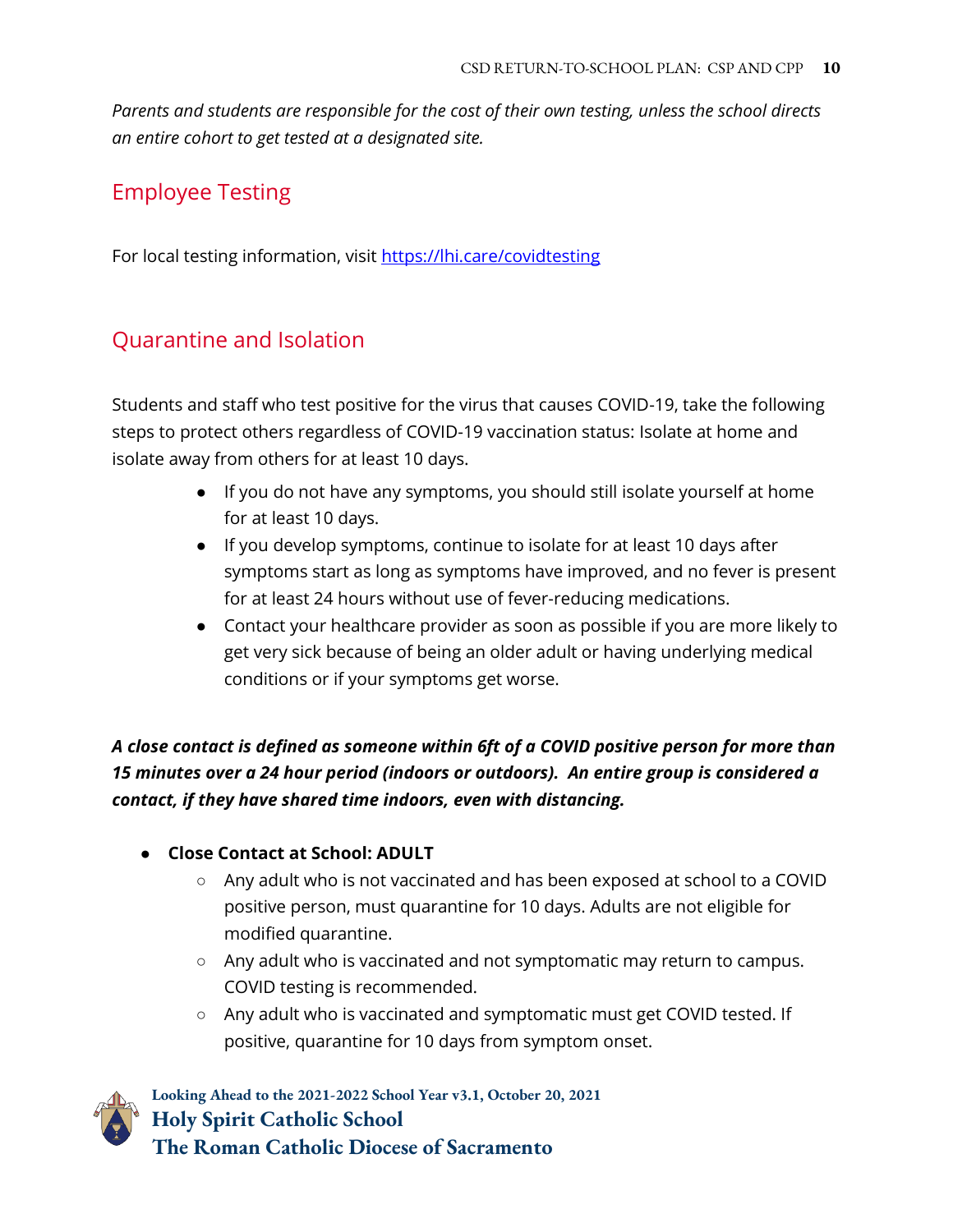*Parents and students are responsible for the cost of their own testing, unless the school directs an entire cohort to get tested at a designated site.*

## Employee Testing

For local testing information, visit [https://lhi.care/covidtesting](https://lhi.care/covidtesting)

## Quarantine and Isolation

Students and staff who test positive for the virus that causes COVID-19, take the following steps to protect others regardless of COVID-19 vaccination status: Isolate at home and isolate away from others for at least 10 days.

- If you do not have any symptoms, you should still isolate yourself at home for at least 10 days.
- If you develop symptoms, continue to isolate for at least 10 days after symptoms start as long as symptoms have improved, and no fever is present for at least 24 hours without use of fever-reducing medications.
- Contact your healthcare provider as soon as possible if you are more likely to get very sick because of being an older adult or having underlying medical conditions or if your symptoms get worse.

***A close contact is defined as someone within 6ft of a COVID positive person for more than 15 minutes over a 24 hour period (indoors or outdoors). An entire group is considered a contact, if they have shared time indoors, even with distancing.***

- **Close Contact at School: ADULT**
  - Any adult who is not vaccinated and has been exposed at school to a COVID positive person, must quarantine for 10 days. Adults are not eligible for modified quarantine.
  - Any adult who is vaccinated and not symptomatic may return to campus. COVID testing is recommended.
  - Any adult who is vaccinated and symptomatic must get COVID tested. If positive, quarantine for 10 days from symptom onset.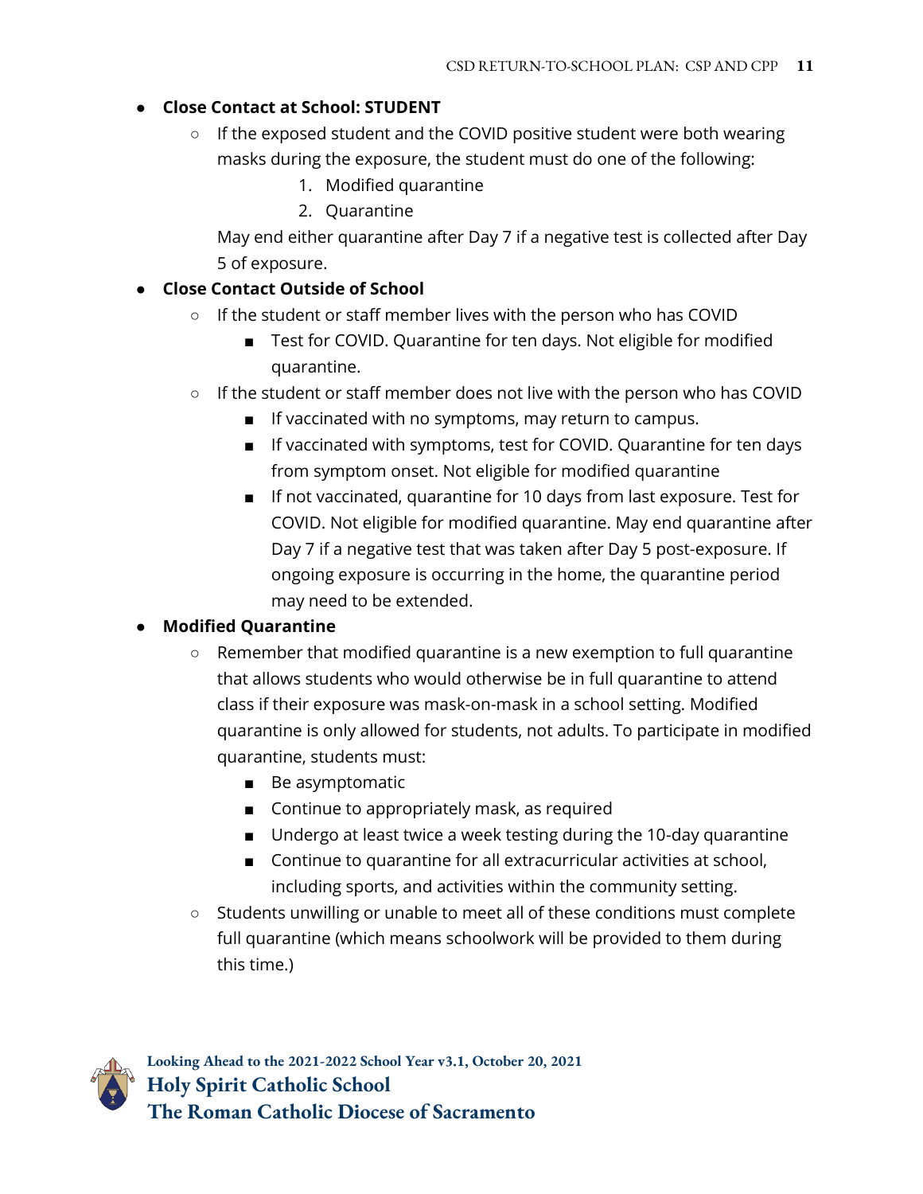- **Close Contact at School: STUDENT**
  - If the exposed student and the COVID positive student were both wearing masks during the exposure, the student must do one of the following:
    1. Modified quarantine
    2. Quarantine

    May end either quarantine after Day 7 if a negative test is collected after Day 5 of exposure.
- **Close Contact Outside of School**
  - If the student or staff member lives with the person who has COVID
    - Test for COVID. Quarantine for ten days. Not eligible for modified quarantine.
  - If the student or staff member does not live with the person who has COVID
    - If vaccinated with no symptoms, may return to campus.
    - If vaccinated with symptoms, test for COVID. Quarantine for ten days from symptom onset. Not eligible for modified quarantine
    - If not vaccinated, quarantine for 10 days from last exposure. Test for COVID. Not eligible for modified quarantine. May end quarantine after Day 7 if a negative test that was taken after Day 5 post-exposure. If ongoing exposure is occurring in the home, the quarantine period may need to be extended.
- **Modified Quarantine**
  - Remember that modified quarantine is a new exemption to full quarantine that allows students who would otherwise be in full quarantine to attend class if their exposure was mask-on-mask in a school setting. Modified quarantine is only allowed for students, not adults. To participate in modified quarantine, students must:
    - Be asymptomatic
    - Continue to appropriately mask, as required
    - Undergo at least twice a week testing during the 10-day quarantine
    - Continue to quarantine for all extracurricular activities at school, including sports, and activities within the community setting.
  - Students unwilling or unable to meet all of these conditions must complete full quarantine (which means schoolwork will be provided to them during this time.)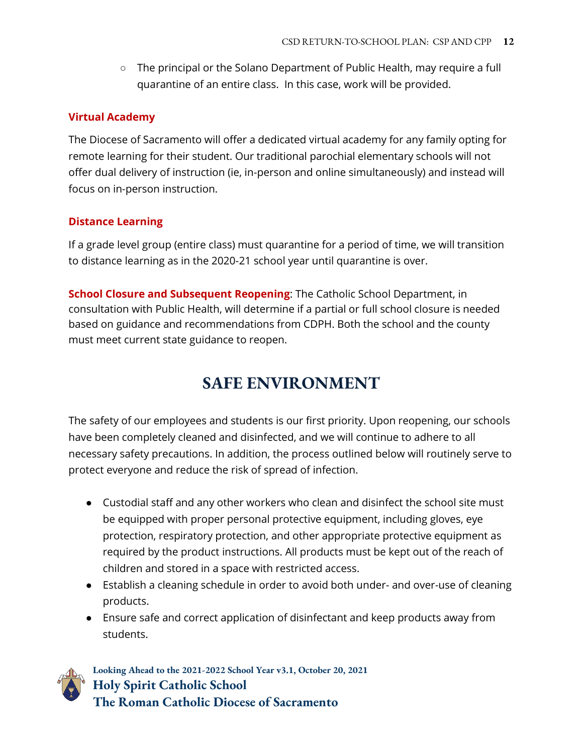- The principal or the Solano Department of Public Health, may require a full quarantine of an entire class.  In this case, work will be provided.

### Virtual Academy

The Diocese of Sacramento will offer a dedicated virtual academy for any family opting for remote learning for their student. Our traditional parochial elementary schools will not offer dual delivery of instruction (ie, in-person and online simultaneously) and instead will focus on in-person instruction.

### Distance Learning

If a grade level group (entire class) must quarantine for a period of time, we will transition to distance learning as in the 2020-21 school year until quarantine is over.

**School Closure and Subsequent Reopening**: The Catholic School Department, in consultation with Public Health, will determine if a partial or full school closure is needed based on guidance and recommendations from CDPH. Both the school and the county must meet current state guidance to reopen.

## SAFE ENVIRONMENT

The safety of our employees and students is our first priority. Upon reopening, our schools have been completely cleaned and disinfected, and we will continue to adhere to all necessary safety precautions. In addition, the process outlined below will routinely serve to protect everyone and reduce the risk of spread of infection.

- Custodial staff and any other workers who clean and disinfect the school site must be equipped with proper personal protective equipment, including gloves, eye protection, respiratory protection, and other appropriate protective equipment as required by the product instructions. All products must be kept out of the reach of children and stored in a space with restricted access.
- Establish a cleaning schedule in order to avoid both under- and over-use of cleaning products.
- Ensure safe and correct application of disinfectant and keep products away from students.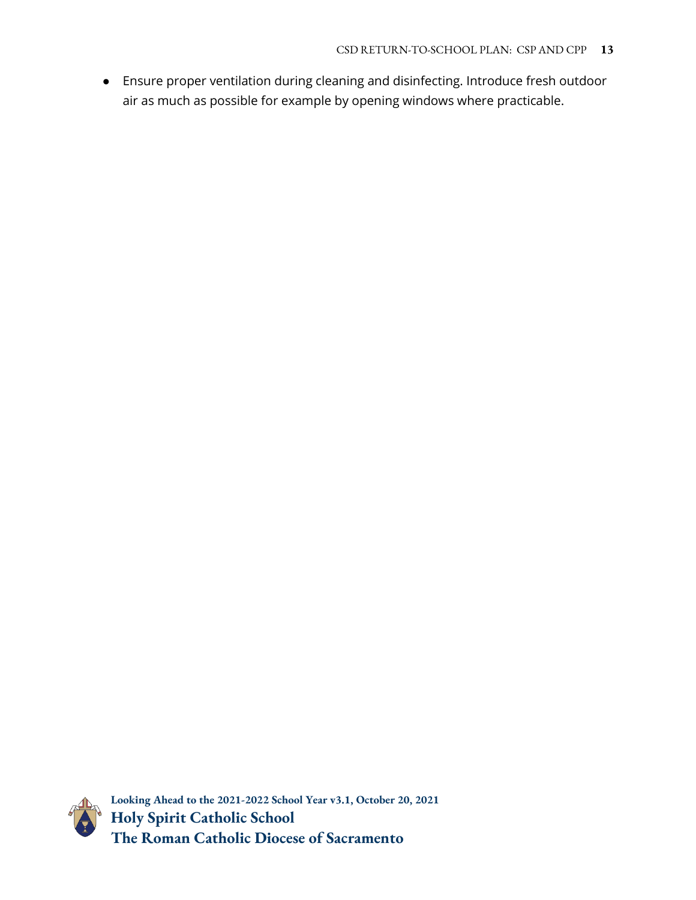- Ensure proper ventilation during cleaning and disinfecting. Introduce fresh outdoor air as much as possible for example by opening windows where practicable.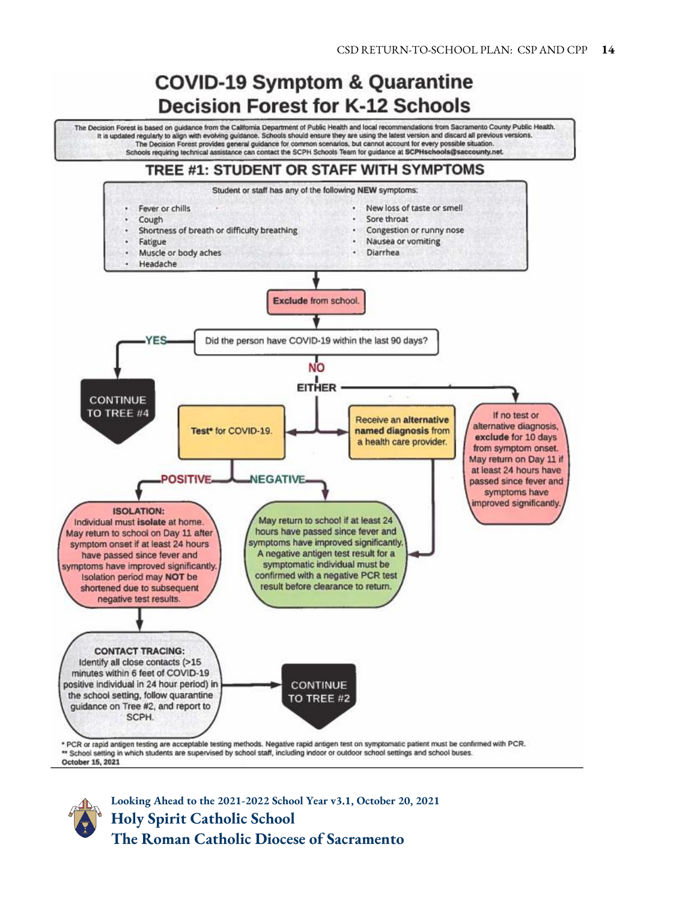# COVID-19 Symptom & Quarantine Decision Forest for K-12 Schools

The Decision Forest is based on guidance from the California Department of Public Health and local recommendations from Sacramento County Public Health. It is updated regularly to align with evolving guidance. Schools should ensure they are using the latest version and discard all previous versions. The Decision Forest provides general guidance for common scenarios, but cannot account for every possible situation. Schools requiring technical assistance can contact the SCPH Schools Team for guidance at **SCPHschools@saccounty.net**.

## TREE #1: STUDENT OR STAFF WITH SYMPTOMS

Student or staff has any of the following **NEW** symptoms:

- Fever or chills
- Cough
- Shortness of breath or difficulty breathing
- Fatigue
- Muscle or body aches
- Headache
- New loss of taste or smell
- Sore throat
- Congestion or runny nose
- Nausea or vomiting
- Diarrhea

↓

**Exclude** from school.

↓

Did the person have COVID-19 within the last 90 days?

- **YES** → CONTINUE TO TREE #4
- **NO** → **EITHER**:
  - **Test*** for COVID-19.
    - **POSITIVE** → **ISOLATION:** Individual must **isolate** at home. May return to school on Day 11 after symptom onset if at least 24 hours have passed since fever and symptoms have improved significantly. Isolation period may **NOT** be shortened due to subsequent negative test results.
      - ↓ **CONTACT TRACING:** Identify all close contacts (>15 minutes within 6 feet of COVID-19 positive individual in 24 hour period) in the school setting, follow quarantine guidance on Tree #2, and report to SCPH. → CONTINUE TO TREE #2
    - **NEGATIVE** → May return to school if at least 24 hours have passed since fever and symptoms have improved significantly. A negative antigen test result for a symptomatic individual must be confirmed with a negative PCR test result before clearance to return.
  - Receive an **alternative named diagnosis** from a health care provider. → May return to school if at least 24 hours have passed since fever and symptoms have improved significantly.
  - If no test or alternative diagnosis, **exclude** for 10 days from symptom onset. May return on Day 11 if at least 24 hours have passed since fever and symptoms have improved significantly.

\* PCR or rapid antigen testing are acceptable testing methods. Negative rapid antigen test on symptomatic patient must be confirmed with PCR.
\** School setting in which students are supervised by school staff, including indoor or outdoor school settings and school buses.
**October 15, 2021**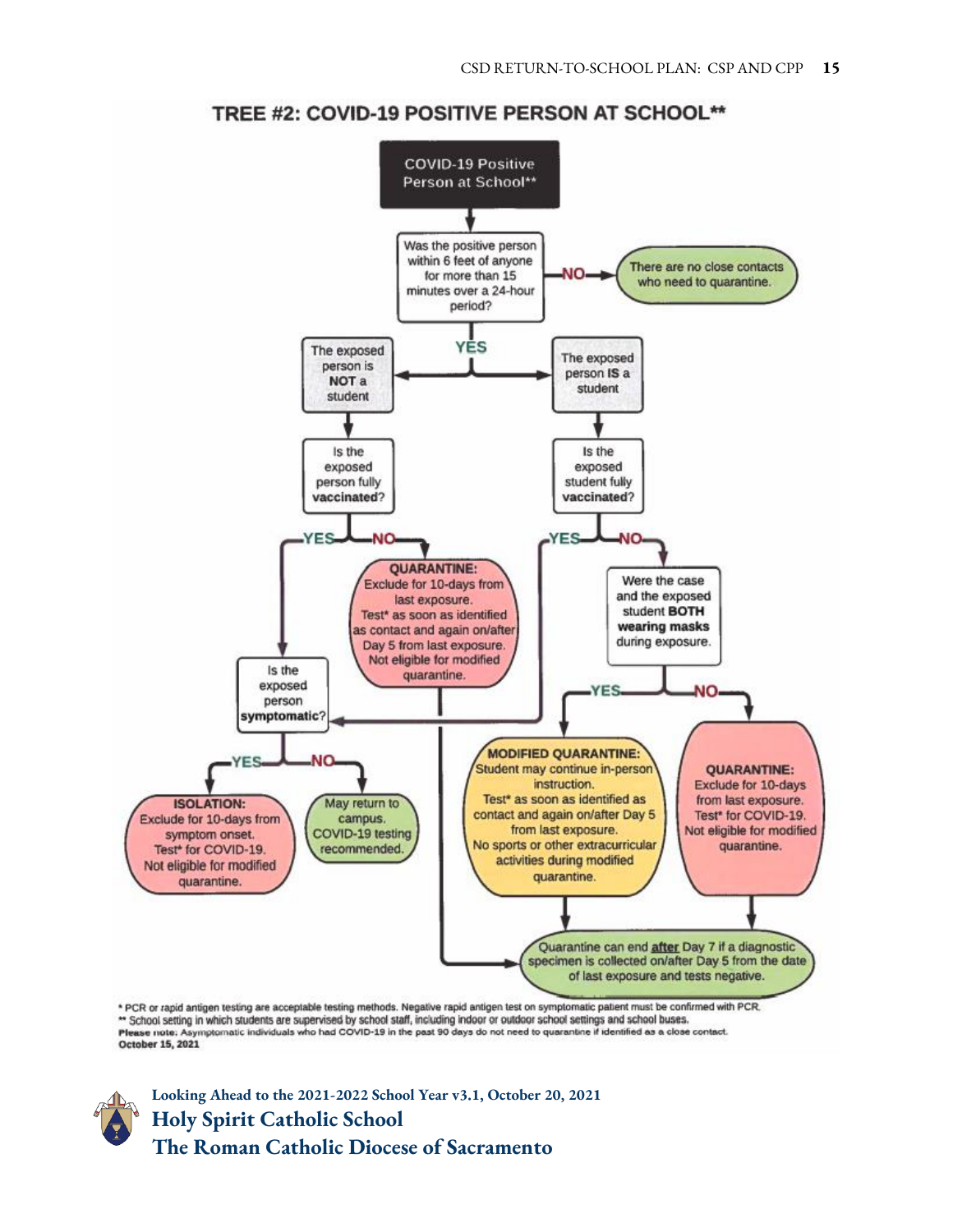## TREE #2: COVID-19 POSITIVE PERSON AT SCHOOL**

**COVID-19 Positive Person at School****

Was the positive person within 6 feet of anyone for more than 15 minutes over a 24-hour period?

- **NO** → There are no close contacts who need to quarantine.
- **YES** →
  - The exposed person is **NOT** a student
    - Is the exposed person fully **vaccinated**?
      - **YES** → Is the exposed person **symptomatic**?
      - **NO** → **QUARANTINE:** Exclude for 10-days from last exposure. Test* as soon as identified as contact and again on/after Day 5 from last exposure. Not eligible for modified quarantine. → Quarantine can end **after** Day 7 if a diagnostic specimen is collected on/after Day 5 from the date of last exposure and tests negative.
  - The exposed person **IS** a student
    - Is the exposed student fully **vaccinated**?
      - **YES** → Is the exposed person **symptomatic**?
      - **NO** → Were the case and the exposed student **BOTH wearing masks** during exposure.
        - **YES** → **MODIFIED QUARANTINE:** Student may continue in-person instruction. Test* as soon as identified as contact and again on/after Day 5 from last exposure. No sports or other extracurricular activities during modified quarantine. → Quarantine can end **after** Day 7 if a diagnostic specimen is collected on/after Day 5 from the date of last exposure and tests negative.
        - **NO** → **QUARANTINE:** Exclude for 10-days from last exposure. Test* for COVID-19. Not eligible for modified quarantine. → Quarantine can end **after** Day 7 if a diagnostic specimen is collected on/after Day 5 from the date of last exposure and tests negative.

Is the exposed person **symptomatic**?

- **YES** → **ISOLATION:** Exclude for 10-days from symptom onset. Test* for COVID-19. Not eligible for modified quarantine.
- **NO** → May return to campus. COVID-19 testing recommended.

\* PCR or rapid antigen testing are acceptable testing methods. Negative rapid antigen test on symptomatic patient must be confirmed with PCR.

\** School setting in which students are supervised by school staff, including indoor or outdoor school settings and school buses.

**Please note:** Asymptomatic individuals who had COVID-19 in the past 90 days do not need to quarantine if identified as a close contact.

**October 15, 2021**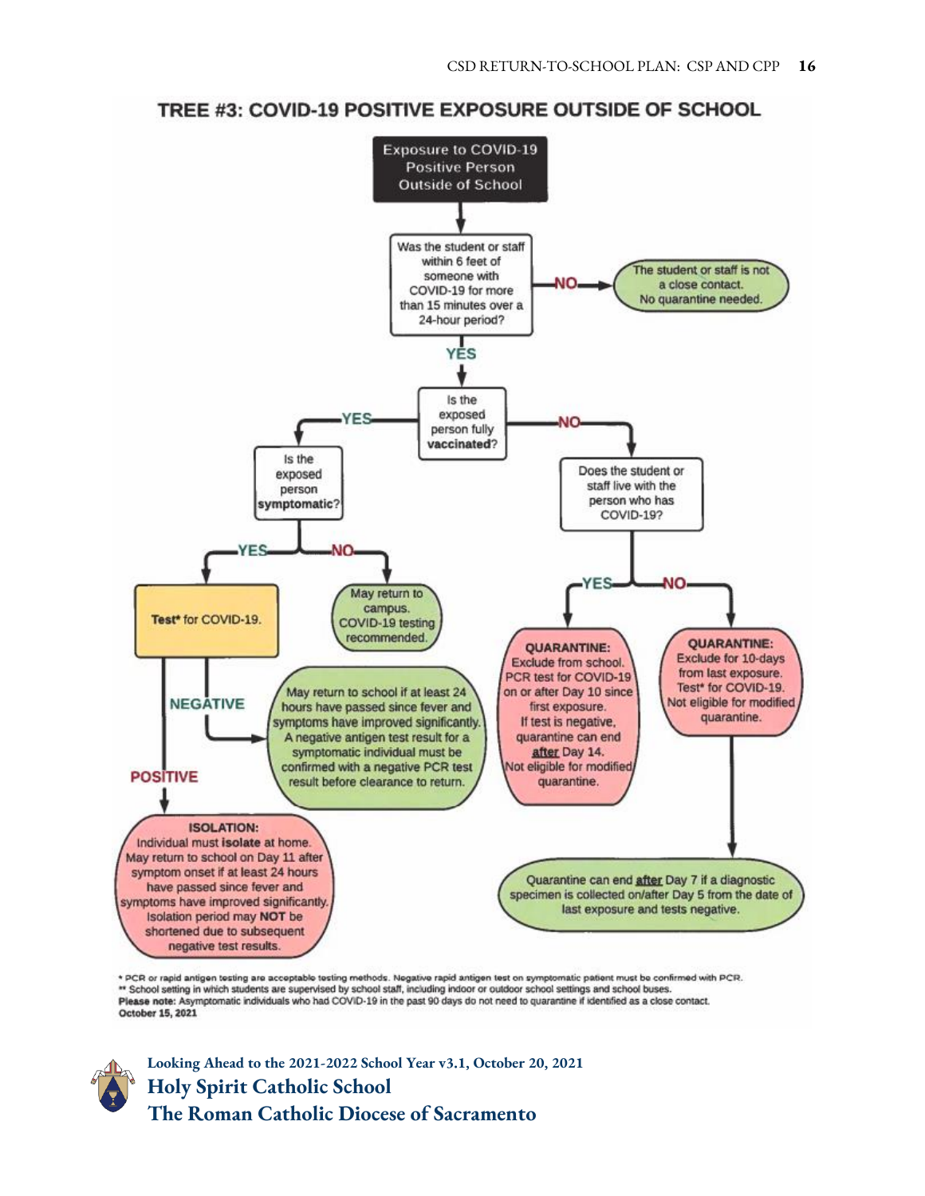## TREE #3: COVID-19 POSITIVE EXPOSURE OUTSIDE OF SCHOOL

**Exposure to COVID-19 Positive Person Outside of School**

**Was the student or staff within 6 feet of someone with COVID-19 for more than 15 minutes over a 24-hour period?**

- **NO** → The student or staff is not a close contact. No quarantine needed.
- **YES** → **Is the exposed person fully vaccinated?**
  - **YES** → **Is the exposed person symptomatic?**
    - **NO** → May return to campus. COVID-19 testing recommended.
    - **YES** → **Test\* for COVID-19.**
      - **NEGATIVE** → May return to school if at least 24 hours have passed since fever and symptoms have improved significantly. A negative antigen test result for a symptomatic individual must be confirmed with a negative PCR test result before clearance to return.
      - **POSITIVE** → **ISOLATION:** Individual must **isolate** at home. May return to school on Day 11 after symptom onset if at least 24 hours have passed since fever and symptoms have improved significantly. Isolation period may **NOT** be shortened due to subsequent negative test results.
  - **NO** → **Does the student or staff live with the person who has COVID-19?**
    - **YES** → **QUARANTINE:** Exclude from school. PCR test for COVID-19 on or after Day 10 since first exposure. If test is negative, quarantine can end **after** Day 14. Not eligible for modified quarantine.
    - **NO** → **QUARANTINE:** Exclude for 10-days from last exposure. Test\* for COVID-19. Not eligible for modified quarantine.
      - Quarantine can end **after** Day 7 if a diagnostic specimen is collected on/after Day 5 from the date of last exposure and tests negative.

\* PCR or rapid antigen testing are acceptable testing methods. Negative rapid antigen test on symptomatic patient must be confirmed with PCR.
\*\* School setting in which students are supervised by school staff, including indoor or outdoor school settings and school buses.
**Please note:** Asymptomatic individuals who had COVID-19 in the past 90 days do not need to quarantine if identified as a close contact.
**October 15, 2021**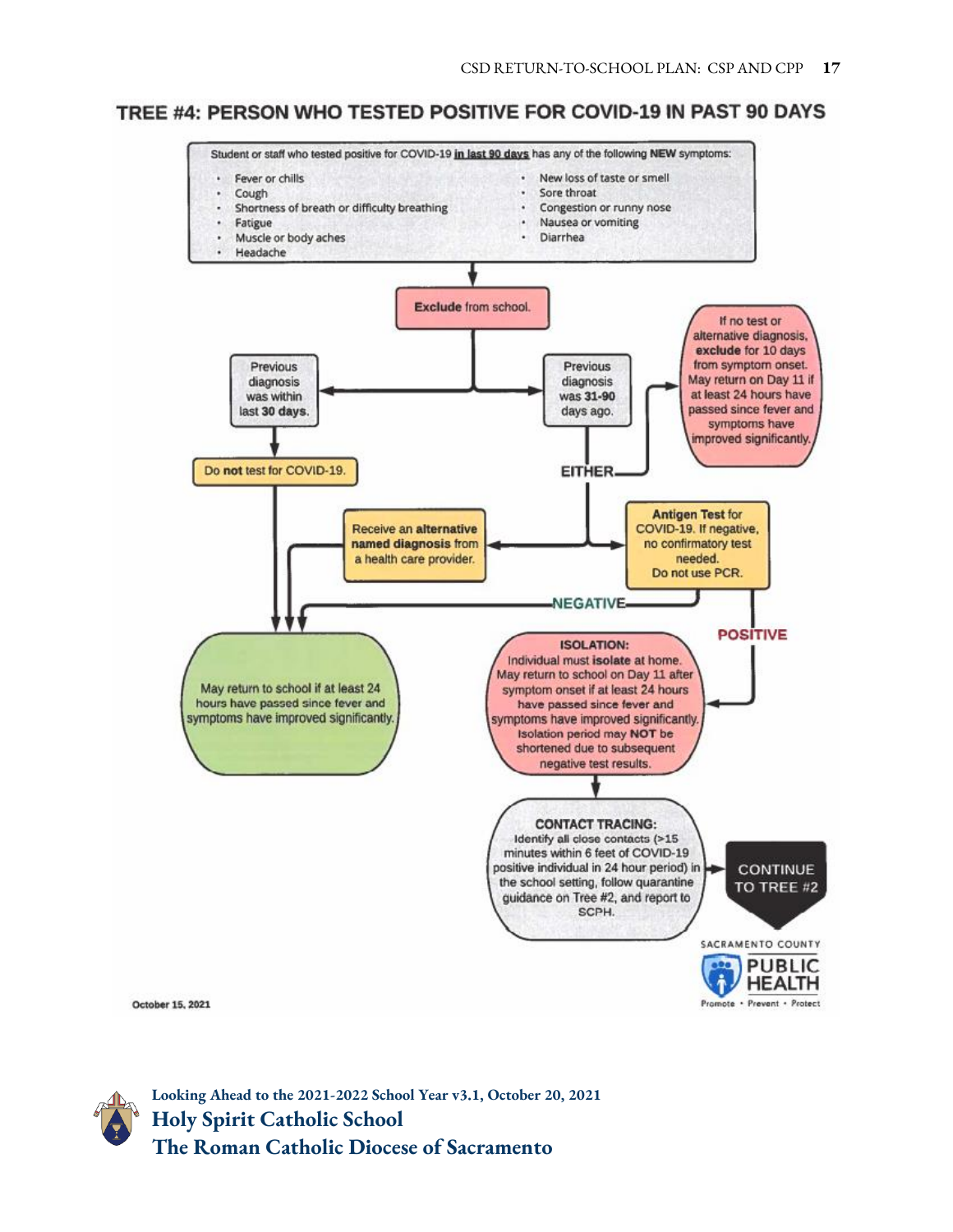## TREE #4: PERSON WHO TESTED POSITIVE FOR COVID-19 IN PAST 90 DAYS

Student or staff who tested positive for COVID-19 **in last 90 days** has any of the following **NEW** symptoms:

- Fever or chills
- Cough
- Shortness of breath or difficulty breathing
- Fatigue
- Muscle or body aches
- Headache
- New loss of taste or smell
- Sore throat
- Congestion or runny nose
- Nausea or vomiting
- Diarrhea

**Exclude** from school.

Previous diagnosis was within last **30 days**.

Do **not** test for COVID-19.

Previous diagnosis was **31-90** days ago.

EITHER

If no test or alternative diagnosis, **exclude** for 10 days from symptom onset. May return on Day 11 if at least 24 hours have passed since fever and symptoms have improved significantly.

Receive an **alternative named diagnosis** from a health care provider.

**Antigen Test** for COVID-19. If negative, no confirmatory test needed. Do not use PCR.

NEGATIVE

POSITIVE

May return to school if at least 24 hours have passed since fever and symptoms have improved significantly.

**ISOLATION:** Individual must **isolate** at home. May return to school on Day 11 after symptom onset if at least 24 hours have passed since fever and symptoms have improved significantly. Isolation period may **NOT** be shortened due to subsequent negative test results.

**CONTACT TRACING:** Identify all close contacts (>15 minutes within 6 feet of COVID-19 positive individual in 24 hour period) in the school setting, follow quarantine guidance on Tree #2, and report to SCPH.

CONTINUE TO TREE #2

SACRAMENTO COUNTY PUBLIC HEALTH
Promote • Prevent • Protect

October 15, 2021